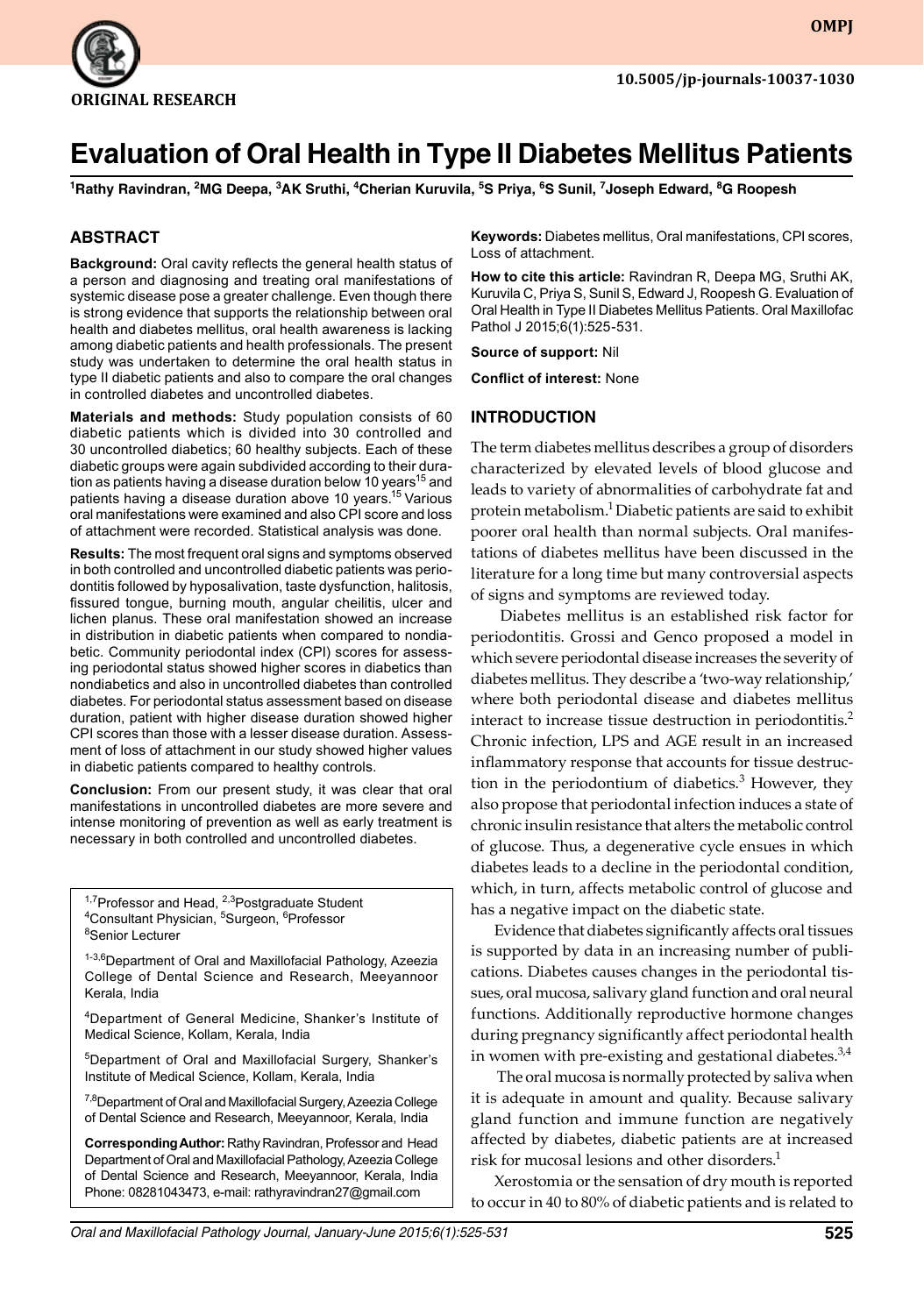ORIGINAL RESEARCH

10.5005/jp-journals-10037-1030

# Evaluation of Oral Health in Type II Diabetes Mellitus Patients

[1]Rathy Ravindran, [2]MG Deepa, [3]AK Sruthi, [4]Cherian Kuruvila, [5]S Priya, [6]S Sunil, [7]Joseph Edward, [8]G Roopesh

## ABSTRACT

**Background:** Oral cavity reflects the general health status of a person and diagnosing and treating oral manifestations of systemic disease pose a greater challenge. Even though there is strong evidence that supports the relationship between oral health and diabetes mellitus, oral health awareness is lacking among diabetic patients and health professionals. The present study was undertaken to determine the oral health status in type II diabetic patients and also to compare the oral changes in controlled diabetes and uncontrolled diabetes.

**Materials and methods:** Study population consists of 60 diabetic patients which is divided into 30 controlled and 30 uncontrolled diabetics; 60 healthy subjects. Each of these diabetic groups were again subdivided according to their duration as patients having a disease duration below 10 years[15] and patients having a disease duration above 10 years.[15] Various oral manifestations were examined and also CPI score and loss of attachment were recorded. Statistical analysis was done.

**Results:** The most frequent oral signs and symptoms observed in both controlled and uncontrolled diabetic patients was periodontitis followed by hyposalivation, taste dysfunction, halitosis, fissured tongue, burning mouth, angular cheilitis, ulcer and lichen planus. These oral manifestation showed an increase in distribution in diabetic patients when compared to nondiabetic. Community periodontal index (CPI) scores for assessing periodontal status showed higher scores in diabetics than nondiabetics and also in uncontrolled diabetes than controlled diabetes. For periodontal status assessment based on disease duration, patient with higher disease duration showed higher CPI scores than those with a lesser disease duration. Assessment of loss of attachment in our study showed higher values in diabetic patients compared to healthy controls.

**Conclusion:** From our present study, it was clear that oral manifestations in uncontrolled diabetes are more severe and intense monitoring of prevention as well as early treatment is necessary in both controlled and uncontrolled diabetes.

**Keywords:** Diabetes mellitus, Oral manifestations, CPI scores, Loss of attachment.

**How to cite this article:** Ravindran R, Deepa MG, Sruthi AK, Kuruvila C, Priya S, Sunil S, Edward J, Roopesh G. Evaluation of Oral Health in Type II Diabetes Mellitus Patients. Oral Maxillofac Pathol J 2015;6(1):525-531.

**Source of support:** Nil

**Conflict of interest:** None

[1,7]Professor and Head, [2,3]Postgraduate Student
[4]Consultant Physician, [5]Surgeon, [6]Professor
[8]Senior Lecturer

[1-3,6]Department of Oral and Maxillofacial Pathology, Azeezia College of Dental Science and Research, Meeyannoor Kerala, India

[4]Department of General Medicine, Shanker's Institute of Medical Science, Kollam, Kerala, India

[5]Department of Oral and Maxillofacial Surgery, Shanker's Institute of Medical Science, Kollam, Kerala, India

[7,8]Department of Oral and Maxillofacial Surgery, Azeezia College of Dental Science and Research, Meeyannoor, Kerala, India

**Corresponding Author:** Rathy Ravindran, Professor and Head Department of Oral and Maxillofacial Pathology, Azeezia College of Dental Science and Research, Meeyannoor, Kerala, India Phone: 08281043473, e-mail: rathyravindran27@gmail.com

## INTRODUCTION

The term diabetes mellitus describes a group of disorders characterized by elevated levels of blood glucose and leads to variety of abnormalities of carbohydrate fat and protein metabolism.[1] Diabetic patients are said to exhibit poorer oral health than normal subjects. Oral manifestations of diabetes mellitus have been discussed in the literature for a long time but many controversial aspects of signs and symptoms are reviewed today.

Diabetes mellitus is an established risk factor for periodontitis. Grossi and Genco proposed a model in which severe periodontal disease increases the severity of diabetes mellitus. They describe a 'two-way relationship,' where both periodontal disease and diabetes mellitus interact to increase tissue destruction in periodontitis.[2] Chronic infection, LPS and AGE result in an increased inflammatory response that accounts for tissue destruction in the periodontium of diabetics.[3] However, they also propose that periodontal infection induces a state of chronic insulin resistance that alters the metabolic control of glucose. Thus, a degenerative cycle ensues in which diabetes leads to a decline in the periodontal condition, which, in turn, affects metabolic control of glucose and has a negative impact on the diabetic state.

Evidence that diabetes significantly affects oral tissues is supported by data in an increasing number of publications. Diabetes causes changes in the periodontal tissues, oral mucosa, salivary gland function and oral neural functions. Additionally reproductive hormone changes during pregnancy significantly affect periodontal health in women with pre-existing and gestational diabetes.[3,4]

The oral mucosa is normally protected by saliva when it is adequate in amount and quality. Because salivary gland function and immune function are negatively affected by diabetes, diabetic patients are at increased risk for mucosal lesions and other disorders.[1]

Xerostomia or the sensation of dry mouth is reported to occur in 40 to 80% of diabetic patients and is related to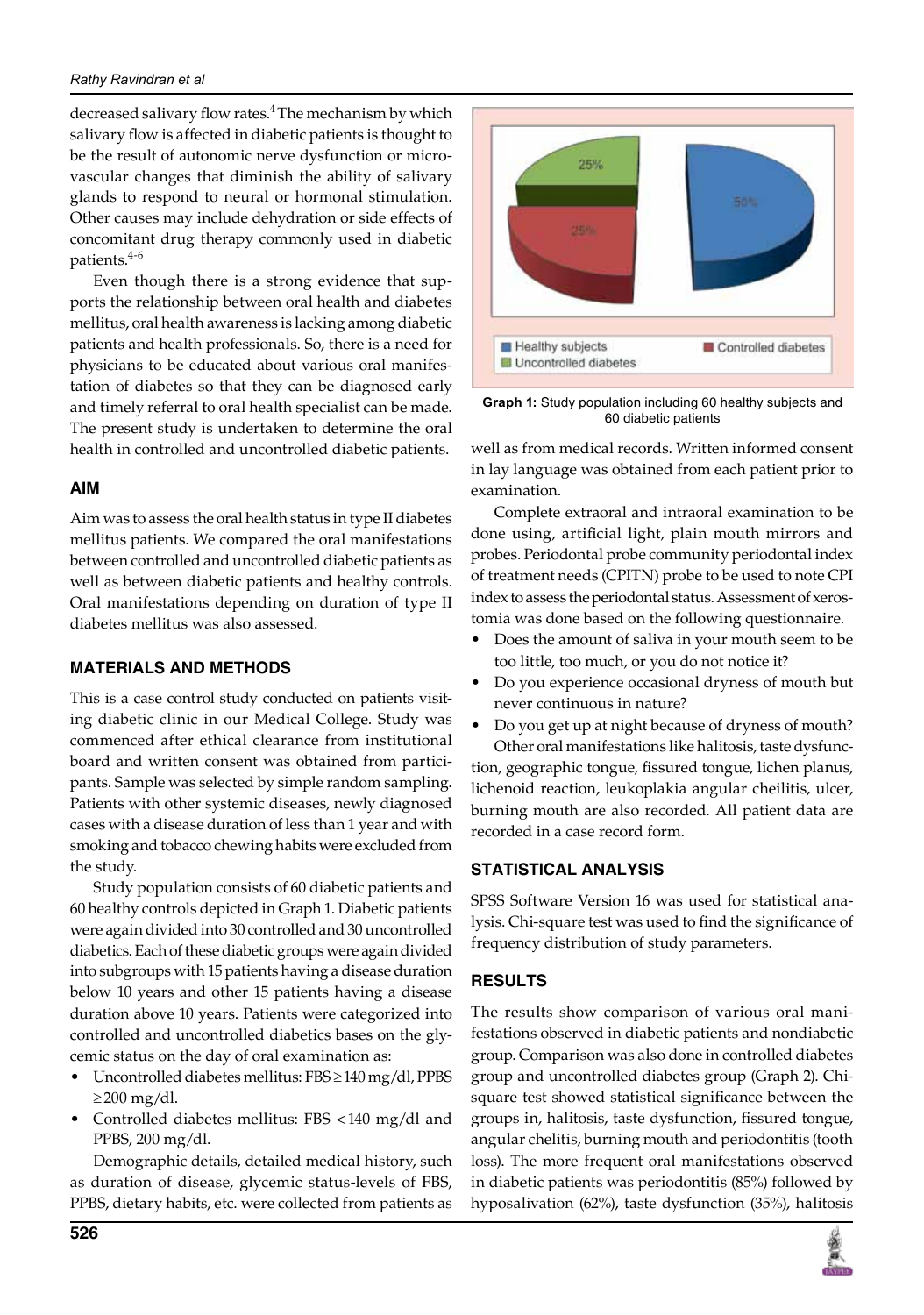decreased salivary flow rates.[4] The mechanism by which salivary flow is affected in diabetic patients is thought to be the result of autonomic nerve dysfunction or microvascular changes that diminish the ability of salivary glands to respond to neural or hormonal stimulation. Other causes may include dehydration or side effects of concomitant drug therapy commonly used in diabetic patients.[4-6]

Even though there is a strong evidence that supports the relationship between oral health and diabetes mellitus, oral health awareness is lacking among diabetic patients and health professionals. So, there is a need for physicians to be educated about various oral manifestation of diabetes so that they can be diagnosed early and timely referral to oral health specialist can be made. The present study is undertaken to determine the oral health in controlled and uncontrolled diabetic patients.

## AIM

Aim was to assess the oral health status in type II diabetes mellitus patients. We compared the oral manifestations between controlled and uncontrolled diabetic patients as well as between diabetic patients and healthy controls. Oral manifestations depending on duration of type II diabetes mellitus was also assessed.

## MATERIALS AND METHODS

This is a case control study conducted on patients visiting diabetic clinic in our Medical College. Study was commenced after ethical clearance from institutional board and written consent was obtained from participants. Sample was selected by simple random sampling. Patients with other systemic diseases, newly diagnosed cases with a disease duration of less than 1 year and with smoking and tobacco chewing habits were excluded from the study.

Study population consists of 60 diabetic patients and 60 healthy controls depicted in Graph 1. Diabetic patients were again divided into 30 controlled and 30 uncontrolled diabetics. Each of these diabetic groups were again divided into subgroups with 15 patients having a disease duration below 10 years and other 15 patients having a disease duration above 10 years. Patients were categorized into controlled and uncontrolled diabetics bases on the glycemic status on the day of oral examination as:

- Uncontrolled diabetes mellitus: FBS $\geq$ 140 mg/dl, PPBS $\geq$ 200 mg/dl.
- Controlled diabetes mellitus: FBS < 140 mg/dl and PPBS, 200 mg/dl.

Demographic details, detailed medical history, such as duration of disease, glycemic status-levels of FBS, PPBS, dietary habits, etc. were collected from patients as well as from medical records. Written informed consent in lay language was obtained from each patient prior to examination.

Graph 1: Study population including 60 healthy subjects and 60 diabetic patients

Complete extraoral and intraoral examination to be done using, artificial light, plain mouth mirrors and probes. Periodontal probe community periodontal index of treatment needs (CPITN) probe to be used to note CPI index to assess the periodontal status. Assessment of xerostomia was done based on the following questionnaire.

- Does the amount of saliva in your mouth seem to be too little, too much, or you do not notice it?
- Do you experience occasional dryness of mouth but never continuous in nature?
- Do you get up at night because of dryness of mouth?

Other oral manifestations like halitosis, taste dysfunction, geographic tongue, fissured tongue, lichen planus, lichenoid reaction, leukoplakia angular cheilitis, ulcer, burning mouth are also recorded. All patient data are recorded in a case record form.

## STATISTICAL ANALYSIS

SPSS Software Version 16 was used for statistical analysis. Chi-square test was used to find the significance of frequency distribution of study parameters.

## RESULTS

The results show comparison of various oral manifestations observed in diabetic patients and nondiabetic group. Comparison was also done in controlled diabetes group and uncontrolled diabetes group (Graph 2). Chi-square test showed statistical significance between the groups in, halitosis, taste dysfunction, fissured tongue, angular chelitis, burning mouth and periodontitis (tooth loss). The more frequent oral manifestations observed in diabetic patients was periodontitis (85%) followed by hyposalivation (62%), taste dysfunction (35%), halitosis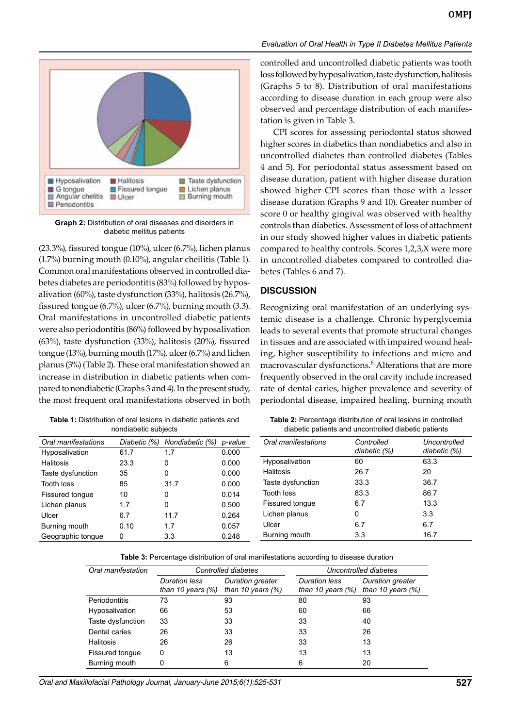Graph 2: Distribution of oral diseases and disorders in diabetic mellitus patients

(23.3%), fissured tongue (10%), ulcer (6.7%), lichen planus (1.7%) burning mouth (0.10%), angular cheilitis (Table 1). Common oral manifestations observed in controlled diabetes diabetes are periodontitis (83%) followed by hyposalivation (60%), taste dysfunction (33%), halitosis (26.7%), fissured tongue (6.7%), ulcer (6.7%), burning mouth (3.3). Oral manifestations in uncontrolled diabetic patients were also periodontitis (86%) followed by hyposalivation (63%), taste dysfunction (33%), halitosis (20%), fissured tongue (13%), burning mouth (17%), ulcer (6.7%) and lichen planus (3%) (Table 2). These oral manifestation showed an increase in distribution in diabetic patients when compared to nondiabetic (Graphs 3 and 4). In the present study, the most frequent oral manifestations observed in both controlled and uncontrolled diabetic patients was tooth loss followed by hyposalivation, taste dysfunction, halitosis (Graphs 5 to 8). Distribution of oral manifestations according to disease duration in each group were also observed and percentage distribution of each manifestation is given in Table 3.

CPI scores for assessing periodontal status showed higher scores in diabetics than nondiabetics and also in uncontrolled diabetes than controlled diabetes (Tables 4 and 5). For periodontal status assessment based on disease duration, patient with higher disease duration showed higher CPI scores than those with a lesser disease duration (Graphs 9 and 10). Greater number of score 0 or healthy gingival was observed with healthy controls than diabetics. Assessment of loss of attachment in our study showed higher values in diabetic patients compared to healthy controls. Scores 1,2,3,X were more in uncontrolled diabetes compared to controlled diabetes (Tables 6 and 7).

## DISCUSSION

Recognizing oral manifestation of an underlying systemic disease is a challenge. Chronic hyperglycemia leads to several events that promote structural changes in tissues and are associated with impaired wound healing, higher susceptibility to infections and micro and macrovascular dysfunctions.[6] Alterations that are more frequently observed in the oral cavity include increased rate of dental caries, higher prevalence and severity of periodontal disease, impaired healing, burning mouth

**Table 1:** Distribution of oral lesions in diabetic patients and nondiabetic subjects

| Oral manifestations | Diabetic (%) | Nondiabetic (%) | p-value |
|---|---|---|---|
| Hyposalivation | 61.7 | 1.7 | 0.000 |
| Halitosis | 23.3 | 0 | 0.000 |
| Taste dysfunction | 35 | 0 | 0.000 |
| Tooth loss | 85 | 31.7 | 0.000 |
| Fissured tongue | 10 | 0 | 0.014 |
| Lichen planus | 1.7 | 0 | 0.500 |
| Ulcer | 6.7 | 11.7 | 0.264 |
| Burning mouth | 0.10 | 1.7 | 0.057 |
| Geographic tongue | 0 | 3.3 | 0.248 |

**Table 2:** Percentage distribution of oral lesions in controlled diabetic patients and uncontrolled diabetic patients

| Oral manifestations | Controlled diabetic (%) | Uncontrolled diabetic (%) |
|---|---|---|
| Hyposalivation | 60 | 63.3 |
| Halitosis | 26.7 | 20 |
| Taste dysfunction | 33.3 | 36.7 |
| Tooth loss | 83.3 | 86.7 |
| Fissured tongue | 6.7 | 13.3 |
| Lichen planus | 0 | 3.3 |
| Ulcer | 6.7 | 6.7 |
| Burning mouth | 3.3 | 16.7 |

**Table 3:** Percentage distribution of oral manifestations according to disease duration

| Oral manifestation | Controlled diabetes | | Uncontrolled diabetes | |
|---|---|---|---|---|
| | Duration less than 10 years (%) | Duration greater than 10 years (%) | Duration less than 10 years (%) | Duration greater than 10 years (%) |
| Periodontitis | 73 | 93 | 80 | 93 |
| Hyposalivation | 66 | 53 | 60 | 66 |
| Taste dysfunction | 33 | 33 | 33 | 40 |
| Dental caries | 26 | 33 | 33 | 26 |
| Halitosis | 26 | 26 | 33 | 13 |
| Fissured tongue | 0 | 13 | 13 | 13 |
| Burning mouth | 0 | 6 | 6 | 20 |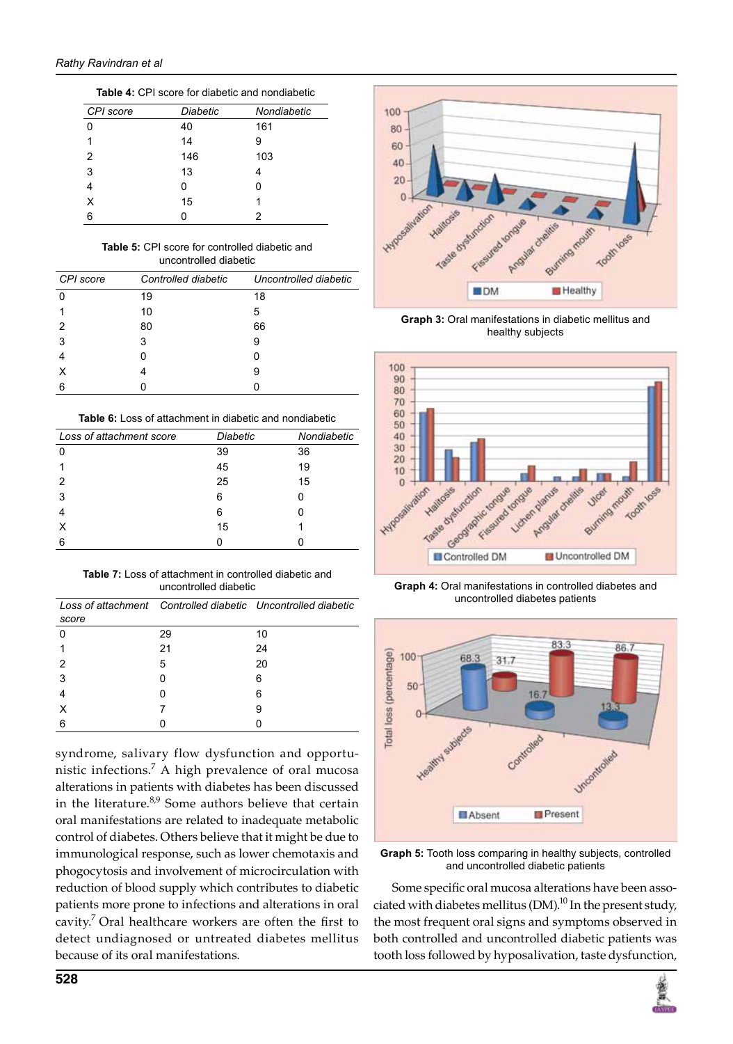**Table 4:** CPI score for diabetic and nondiabetic

| CPI score | Diabetic | Nondiabetic |
|---|---|---|
| 0 | 40 | 161 |
| 1 | 14 | 9 |
| 2 | 146 | 103 |
| 3 | 13 | 4 |
| 4 | 0 | 0 |
| X | 15 | 1 |
| 6 | 0 | 2 |

**Table 5:** CPI score for controlled diabetic and uncontrolled diabetic

| CPI score | Controlled diabetic | Uncontrolled diabetic |
|---|---|---|
| 0 | 19 | 18 |
| 1 | 10 | 5 |
| 2 | 80 | 66 |
| 3 | 3 | 9 |
| 4 | 0 | 0 |
| X | 4 | 9 |
| 6 | 0 | 0 |

**Table 6:** Loss of attachment in diabetic and nondiabetic

| Loss of attachment score | Diabetic | Nondiabetic |
|---|---|---|
| 0 | 39 | 36 |
| 1 | 45 | 19 |
| 2 | 25 | 15 |
| 3 | 6 | 0 |
| 4 | 6 | 0 |
| X | 15 | 1 |
| 6 | 0 | 0 |

**Table 7:** Loss of attachment in controlled diabetic and uncontrolled diabetic

| Loss of attachment score | Controlled diabetic | Uncontrolled diabetic |
|---|---|---|
| 0 | 29 | 10 |
| 1 | 21 | 24 |
| 2 | 5 | 20 |
| 3 | 0 | 6 |
| 4 | 0 | 6 |
| X | 7 | 9 |
| 6 | 0 | 0 |

syndrome, salivary flow dysfunction and opportunistic infections.[7] A high prevalence of oral mucosa alterations in patients with diabetes has been discussed in the literature.[8,9] Some authors believe that certain oral manifestations are related to inadequate metabolic control of diabetes. Others believe that it might be due to immunological response, such as lower chemotaxis and phogocytosis and involvement of microcirculation with reduction of blood supply which contributes to diabetic patients more prone to infections and alterations in oral cavity.[7] Oral healthcare workers are often the first to detect undiagnosed or untreated diabetes mellitus because of its oral manifestations.

**Graph 3:** Oral manifestations in diabetic mellitus and healthy subjects

**Graph 4:** Oral manifestations in controlled diabetes and uncontrolled diabetes patients

**Graph 5:** Tooth loss comparing in healthy subjects, controlled and uncontrolled diabetic patients

Some specific oral mucosa alterations have been associated with diabetes mellitus (DM).[10] In the present study, the most frequent oral signs and symptoms observed in both controlled and uncontrolled diabetic patients was tooth loss followed by hyposalivation, taste dysfunction,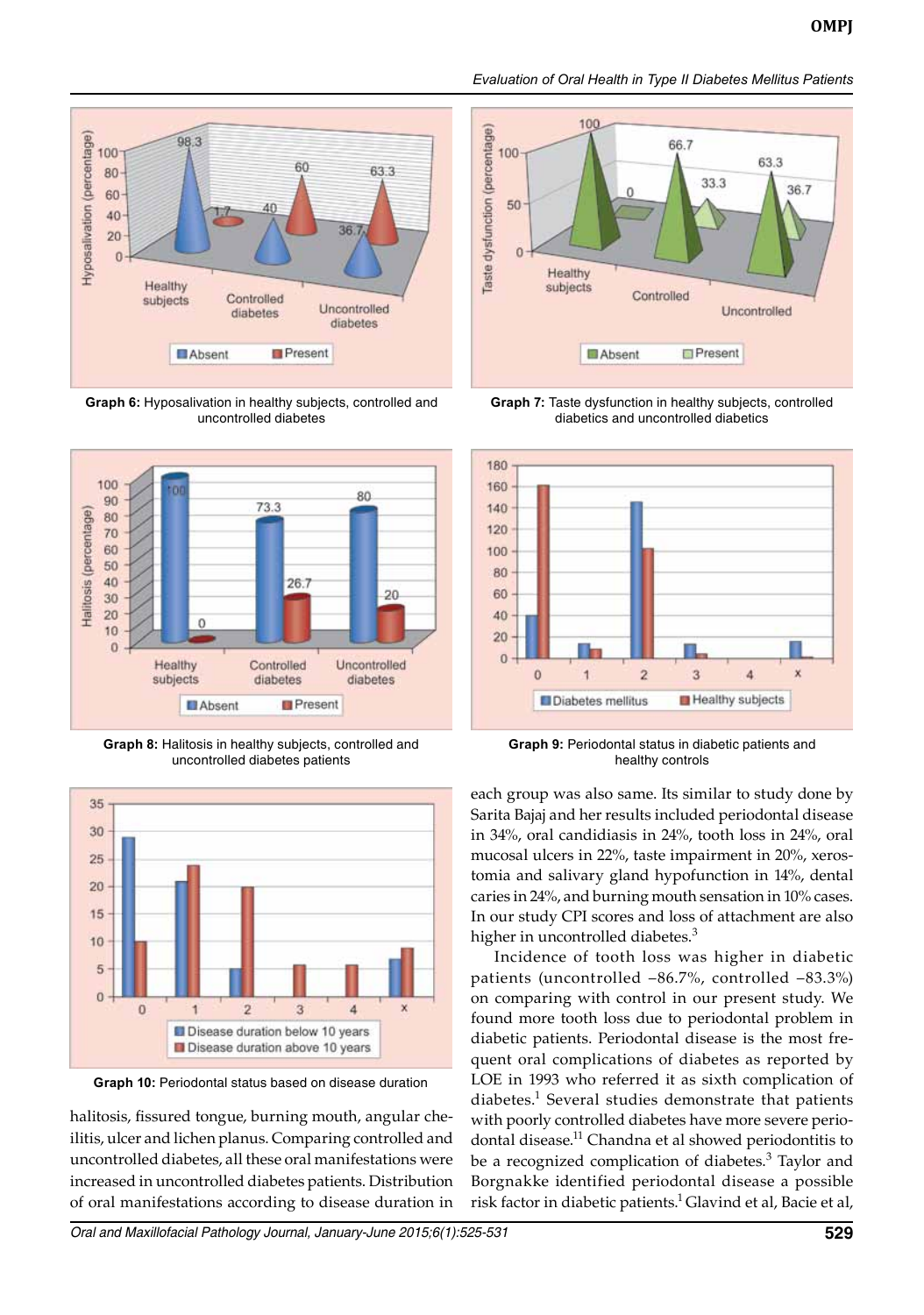**Graph 6:** Hyposalivation in healthy subjects, controlled and uncontrolled diabetes

**Graph 7:** Taste dysfunction in healthy subjects, controlled diabetics and uncontrolled diabetics

**Graph 8:** Halitosis in healthy subjects, controlled and uncontrolled diabetes patients

**Graph 9:** Periodontal status in diabetic patients and healthy controls

**Graph 10:** Periodontal status based on disease duration

halitosis, fissured tongue, burning mouth, angular cheilitis, ulcer and lichen planus. Comparing controlled and uncontrolled diabetes, all these oral manifestations were increased in uncontrolled diabetes patients. Distribution of oral manifestations according to disease duration in each group was also same. Its similar to study done by Sarita Bajaj and her results included periodontal disease in 34%, oral candidiasis in 24%, tooth loss in 24%, oral mucosal ulcers in 22%, taste impairment in 20%, xerostomia and salivary gland hypofunction in 14%, dental caries in 24%, and burning mouth sensation in 10% cases. In our study CPI scores and loss of attachment are also higher in uncontrolled diabetes.[3]

Incidence of tooth loss was higher in diabetic patients (uncontrolled –86.7%, controlled –83.3%) on comparing with control in our present study. We found more tooth loss due to periodontal problem in diabetic patients. Periodontal disease is the most frequent oral complications of diabetes as reported by LOE in 1993 who referred it as sixth complication of diabetes.[1] Several studies demonstrate that patients with poorly controlled diabetes have more severe periodontal disease.[11] Chandna et al showed periodontitis to be a recognized complication of diabetes.[3] Taylor and Borgnakke identified periodontal disease a possible risk factor in diabetic patients.[1] Glavind et al, Bacie et al,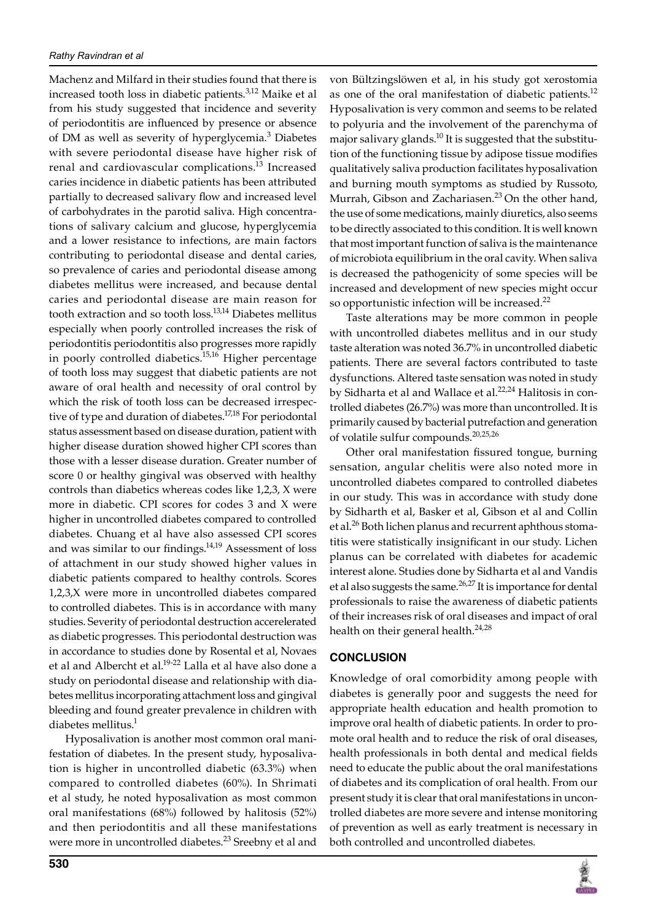Machenz and Milfard in their studies found that there is increased tooth loss in diabetic patients.[3,12] Maike et al from his study suggested that incidence and severity of periodontitis are influenced by presence or absence of DM as well as severity of hyperglycemia.[3] Diabetes with severe periodontal disease have higher risk of renal and cardiovascular complications.[13] Increased caries incidence in diabetic patients has been attributed partially to decreased salivary flow and increased level of carbohydrates in the parotid saliva. High concentrations of salivary calcium and glucose, hyperglycemia and a lower resistance to infections, are main factors contributing to periodontal disease and dental caries, so prevalence of caries and periodontal disease among diabetes mellitus were increased, and because dental caries and periodontal disease are main reason for tooth extraction and so tooth loss.[13,14] Diabetes mellitus especially when poorly controlled increases the risk of periodontitis periodontitis also progresses more rapidly in poorly controlled diabetics.[15,16] Higher percentage of tooth loss may suggest that diabetic patients are not aware of oral health and necessity of oral control by which the risk of tooth loss can be decreased irrespective of type and duration of diabetes.[17,18] For periodontal status assessment based on disease duration, patient with higher disease duration showed higher CPI scores than those with a lesser disease duration. Greater number of score 0 or healthy gingival was observed with healthy controls than diabetics whereas codes like 1,2,3, X were more in diabetic. CPI scores for codes 3 and X were higher in uncontrolled diabetes compared to controlled diabetes. Chuang et al have also assessed CPI scores and was similar to our findings.[14,19] Assessment of loss of attachment in our study showed higher values in diabetic patients compared to healthy controls. Scores 1,2,3,X were more in uncontrolled diabetes compared to controlled diabetes. This is in accordance with many studies. Severity of periodontal destruction accerelerated as diabetic progresses. This periodontal destruction was in accordance to studies done by Rosental et al, Novaes et al and Albercht et al.[19-22] Lalla et al have also done a study on periodontal disease and relationship with diabetes mellitus incorporating attachment loss and gingival bleeding and found greater prevalence in children with diabetes mellitus.[1]

Hyposalivation is another most common oral manifestation of diabetes. In the present study, hyposalivation is higher in uncontrolled diabetic (63.3%) when compared to controlled diabetes (60%). In Shrimati et al study, he noted hyposalivation as most common oral manifestations (68%) followed by halitosis (52%) and then periodontitis and all these manifestations were more in uncontrolled diabetes.[23] Sreebny et al and von Bültzingslöwen et al, in his study got xerostomia as one of the oral manifestation of diabetic patients.[12] Hyposalivation is very common and seems to be related to polyuria and the involvement of the parenchyma of major salivary glands.[10] It is suggested that the substitution of the functioning tissue by adipose tissue modifies qualitatively saliva production facilitates hyposalivation and burning mouth symptoms as studied by Russoto, Murrah, Gibson and Zachariasen.[23] On the other hand, the use of some medications, mainly diuretics, also seems to be directly associated to this condition. It is well known that most important function of saliva is the maintenance of microbiota equilibrium in the oral cavity. When saliva is decreased the pathogenicity of some species will be increased and development of new species might occur so opportunistic infection will be increased.[22]

Taste alterations may be more common in people with uncontrolled diabetes mellitus and in our study taste alteration was noted 36.7% in uncontrolled diabetic patients. There are several factors contributed to taste dysfunctions. Altered taste sensation was noted in study by Sidharta et al and Wallace et al.[22,24] Halitosis in controlled diabetes (26.7%) was more than uncontrolled. It is primarily caused by bacterial putrefaction and generation of volatile sulfur compounds.[20,25,26]

Other oral manifestation fissured tongue, burning sensation, angular chelitis were also noted more in uncontrolled diabetes compared to controlled diabetes in our study. This was in accordance with study done by Sidharth et al, Basker et al, Gibson et al and Collin et al.[26] Both lichen planus and recurrent aphthous stomatitis were statistically insignificant in our study. Lichen planus can be correlated with diabetes for academic interest alone. Studies done by Sidharta et al and Vandis et al also suggests the same.[26,27] It is importance for dental professionals to raise the awareness of diabetic patients of their increases risk of oral diseases and impact of oral health on their general health.[24,28]

## CONCLUSION

Knowledge of oral comorbidity among people with diabetes is generally poor and suggests the need for appropriate health education and health promotion to improve oral health of diabetic patients. In order to promote oral health and to reduce the risk of oral diseases, health professionals in both dental and medical fields need to educate the public about the oral manifestations of diabetes and its complication of oral health. From our present study it is clear that oral manifestations in uncontrolled diabetes are more severe and intense monitoring of prevention as well as early treatment is necessary in both controlled and uncontrolled diabetes.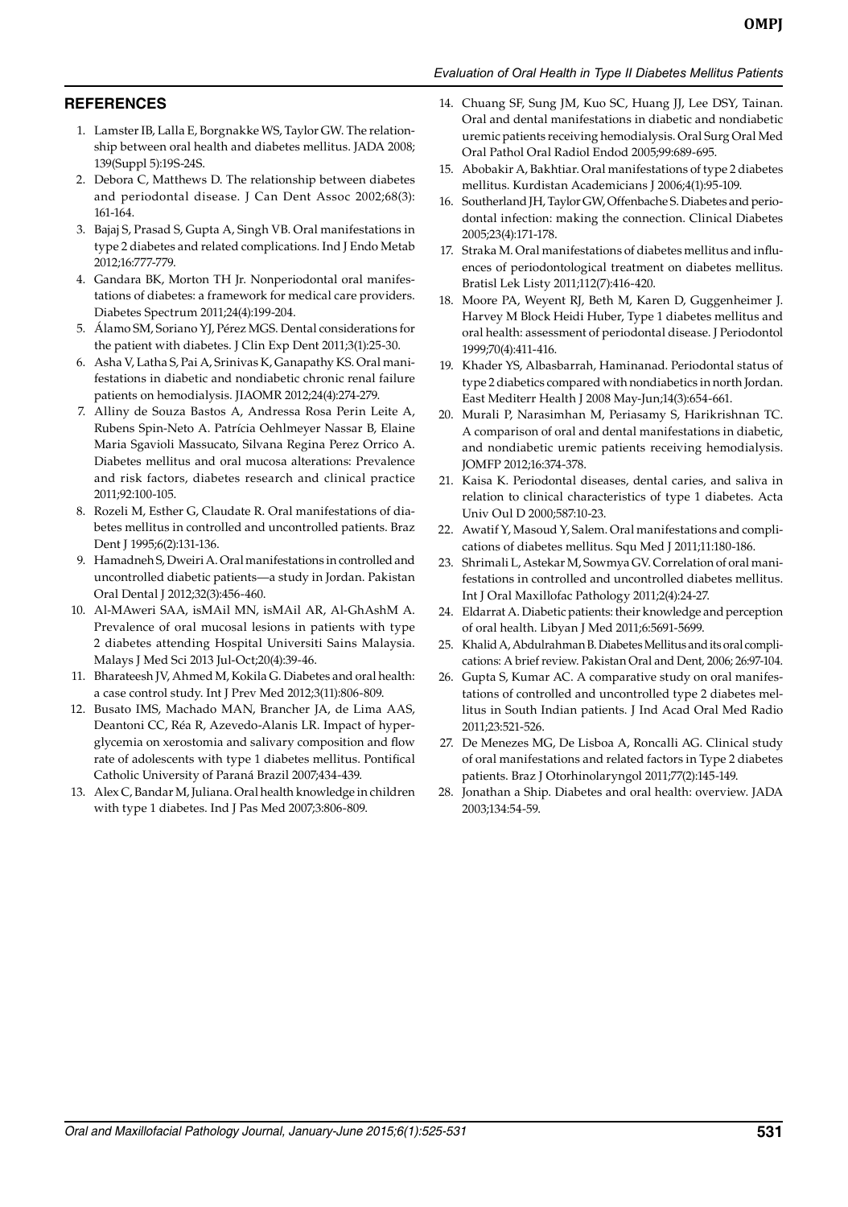## REFERENCES

1. Lamster IB, Lalla E, Borgnakke WS, Taylor GW. The relationship between oral health and diabetes mellitus. JADA 2008; 139(Suppl 5):19S-24S.
2. Debora C, Matthews D. The relationship between diabetes and periodontal disease. J Can Dent Assoc 2002;68(3): 161-164.
3. Bajaj S, Prasad S, Gupta A, Singh VB. Oral manifestations in type 2 diabetes and related complications. Ind J Endo Metab 2012;16:777-779.
4. Gandara BK, Morton TH Jr. Nonperiodontal oral manifestations of diabetes: a framework for medical care providers. Diabetes Spectrum 2011;24(4):199-204.
5. Álamo SM, Soriano YJ, Pérez MGS. Dental considerations for the patient with diabetes. J Clin Exp Dent 2011;3(1):25-30.
6. Asha V, Latha S, Pai A, Srinivas K, Ganapathy KS. Oral manifestations in diabetic and nondiabetic chronic renal failure patients on hemodialysis. JIAOMR 2012;24(4):274-279.
7. Alliny de Souza Bastos A, Andressa Rosa Perin Leite A, Rubens Spin-Neto A. Patrícia Oehlmeyer Nassar B, Elaine Maria Sgavioli Massucato, Silvana Regina Perez Orrico A. Diabetes mellitus and oral mucosa alterations: Prevalence and risk factors, diabetes research and clinical practice 2011;92:100-105.
8. Rozeli M, Esther G, Claudate R. Oral manifestations of diabetes mellitus in controlled and uncontrolled patients. Braz Dent J 1995;6(2):131-136.
9. Hamadneh S, Dweiri A. Oral manifestations in controlled and uncontrolled diabetic patients—a study in Jordan. Pakistan Oral Dental J 2012;32(3):456-460.
10. Al-MAweri SAA, isMAil MN, isMAil AR, Al-GhAshM A. Prevalence of oral mucosal lesions in patients with type 2 diabetes attending Hospital Universiti Sains Malaysia. Malays J Med Sci 2013 Jul-Oct;20(4):39-46.
11. Bharateesh JV, Ahmed M, Kokila G. Diabetes and oral health: a case control study. Int J Prev Med 2012;3(11):806-809.
12. Busato IMS, Machado MAN, Brancher JA, de Lima AAS, Deantoni CC, Réa R, Azevedo-Alanis LR. Impact of hyperglycemia on xerostomia and salivary composition and flow rate of adolescents with type 1 diabetes mellitus. Pontifical Catholic University of Paraná Brazil 2007;434-439.
13. Alex C, Bandar M, Juliana. Oral health knowledge in children with type 1 diabetes. Ind J Pas Med 2007;3:806-809.
14. Chuang SF, Sung JM, Kuo SC, Huang JJ, Lee DSY, Tainan. Oral and dental manifestations in diabetic and nondiabetic uremic patients receiving hemodialysis. Oral Surg Oral Med Oral Pathol Oral Radiol Endod 2005;99:689-695.
15. Abobakir A, Bakhtiar. Oral manifestations of type 2 diabetes mellitus. Kurdistan Academicians J 2006;4(1):95-109.
16. Southerland JH, Taylor GW, Offenbache S. Diabetes and periodontal infection: making the connection. Clinical Diabetes 2005;23(4):171-178.
17. Straka M. Oral manifestations of diabetes mellitus and influences of periodontological treatment on diabetes mellitus. Bratisl Lek Listy 2011;112(7):416-420.
18. Moore PA, Weyent RJ, Beth M, Karen D, Guggenheimer J. Harvey M Block Heidi Huber, Type 1 diabetes mellitus and oral health: assessment of periodontal disease. J Periodontol 1999;70(4):411-416.
19. Khader YS, Albasbarrah, Haminanad. Periodontal status of type 2 diabetics compared with nondiabetics in north Jordan. East Mediterr Health J 2008 May-Jun;14(3):654-661.
20. Murali P, Narasimhan M, Periasamy S, Harikrishnan TC. A comparison of oral and dental manifestations in diabetic, and nondiabetic uremic patients receiving hemodialysis. JOMFP 2012;16:374-378.
21. Kaisa K. Periodontal diseases, dental caries, and saliva in relation to clinical characteristics of type 1 diabetes. Acta Univ Oul D 2000;587:10-23.
22. Awatif Y, Masoud Y, Salem. Oral manifestations and complications of diabetes mellitus. Squ Med J 2011;11:180-186.
23. Shrimali L, Astekar M, Sowmya GV. Correlation of oral manifestations in controlled and uncontrolled diabetes mellitus. Int J Oral Maxillofac Pathology 2011;2(4):24-27.
24. Eldarrat A. Diabetic patients: their knowledge and perception of oral health. Libyan J Med 2011;6:5691-5699.
25. Khalid A, Abdulrahman B. Diabetes Mellitus and its oral complications: A brief review. Pakistan Oral and Dent, 2006; 26:97-104.
26. Gupta S, Kumar AC. A comparative study on oral manifestations of controlled and uncontrolled type 2 diabetes mellitus in South Indian patients. J Ind Acad Oral Med Radio 2011;23:521-526.
27. De Menezes MG, De Lisboa A, Roncalli AG. Clinical study of oral manifestations and related factors in Type 2 diabetes patients. Braz J Otorhinolaryngol 2011;77(2):145-149.
28. Jonathan a Ship. Diabetes and oral health: overview. JADA 2003;134:54-59.